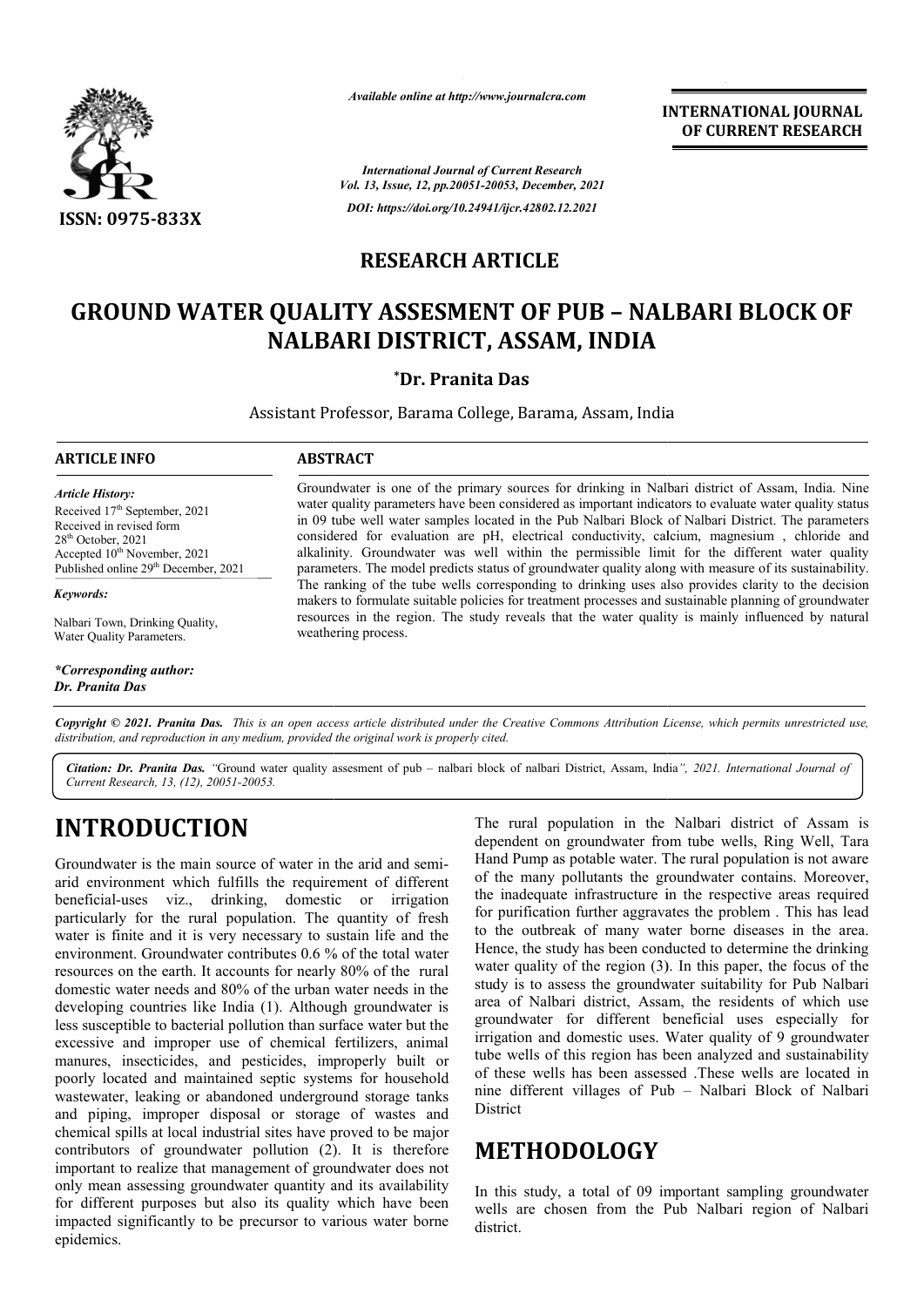*Available online at http://www.journalcra.com*

*International Journal of Current Research*
*Vol. 13, Issue, 12, pp.20051-20053, December, 2021*

*DOI: https://doi.org/10.24941/ijcr.42802.12.2021*

ISSN: 0975-833X

**INTERNATIONAL JOURNAL OF CURRENT RESEARCH**

## RESEARCH ARTICLE

# GROUND WATER QUALITY ASSESMENT OF PUB – NALBARI BLOCK OF NALBARI DISTRICT, ASSAM, INDIA

**\*Dr. Pranita Das**

Assistant Professor, Barama College, Barama, Assam, India

### ARTICLE INFO

*Article History:*

Received 17th September, 2021
Received in revised form
28th October, 2021
Accepted 10th November, 2021
Published online 29th December, 2021

*Keywords:*

Nalbari Town, Drinking Quality, Water Quality Parameters.

*\*Corresponding author:*
*Dr. Pranita Das*

### ABSTRACT

Groundwater is one of the primary sources for drinking in Nalbari district of Assam, India. Nine water quality parameters have been considered as important indicators to evaluate water quality status in 09 tube well water samples located in the Pub Nalbari Block of Nalbari District. The parameters considered for evaluation are pH, electrical conductivity, calcium, magnesium , chloride and alkalinity. Groundwater was well within the permissible limit for the different water quality parameters. The model predicts status of groundwater quality along with measure of its sustainability. The ranking of the tube wells corresponding to drinking uses also provides clarity to the decision makers to formulate suitable policies for treatment processes and sustainable planning of groundwater resources in the region. The study reveals that the water quality is mainly influenced by natural weathering process.

*Copyright © 2021. Pranita Das. This is an open access article distributed under the Creative Commons Attribution License, which permits unrestricted use, distribution, and reproduction in any medium, provided the original work is properly cited.*

***Citation: Dr. Pranita Das.** "Ground water quality assesment of pub – nalbari block of nalbari District, Assam, India", 2021. International Journal of Current Research, 13, (12), 20051-20053.*

# INTRODUCTION

Groundwater is the main source of water in the arid and semi-arid environment which fulfills the requirement of different beneficial-uses viz., drinking, domestic or irrigation particularly for the rural population. The quantity of fresh water is finite and it is very necessary to sustain life and the environment. Groundwater contributes 0.6 % of the total water resources on the earth. It accounts for nearly 80% of the rural domestic water needs and 80% of the urban water needs in the developing countries like India (1). Although groundwater is less susceptible to bacterial pollution than surface water but the excessive and improper use of chemical fertilizers, animal manures, insecticides, and pesticides, improperly built or poorly located and maintained septic systems for household wastewater, leaking or abandoned underground storage tanks and piping, improper disposal or storage of wastes and chemical spills at local industrial sites have proved to be major contributors of groundwater pollution (2). It is therefore important to realize that management of groundwater does not only mean assessing groundwater quantity and its availability for different purposes but also its quality which have been impacted significantly to be precursor to various water borne epidemics.

The rural population in the Nalbari district of Assam is dependent on groundwater from tube wells, Ring Well, Tara Hand Pump as potable water. The rural population is not aware of the many pollutants the groundwater contains. Moreover, the inadequate infrastructure in the respective areas required for purification further aggravates the problem . This has lead to the outbreak of many water borne diseases in the area. Hence, the study has been conducted to determine the drinking water quality of the region (3). In this paper, the focus of the study is to assess the groundwater suitability for Pub Nalbari area of Nalbari district, Assam, the residents of which use groundwater for different beneficial uses especially for irrigation and domestic uses. Water quality of 9 groundwater tube wells of this region has been analyzed and sustainability of these wells has been assessed .These wells are located in nine different villages of Pub – Nalbari Block of Nalbari District

# METHODOLOGY

In this study, a total of 09 important sampling groundwater wells are chosen from the Pub Nalbari region of Nalbari district.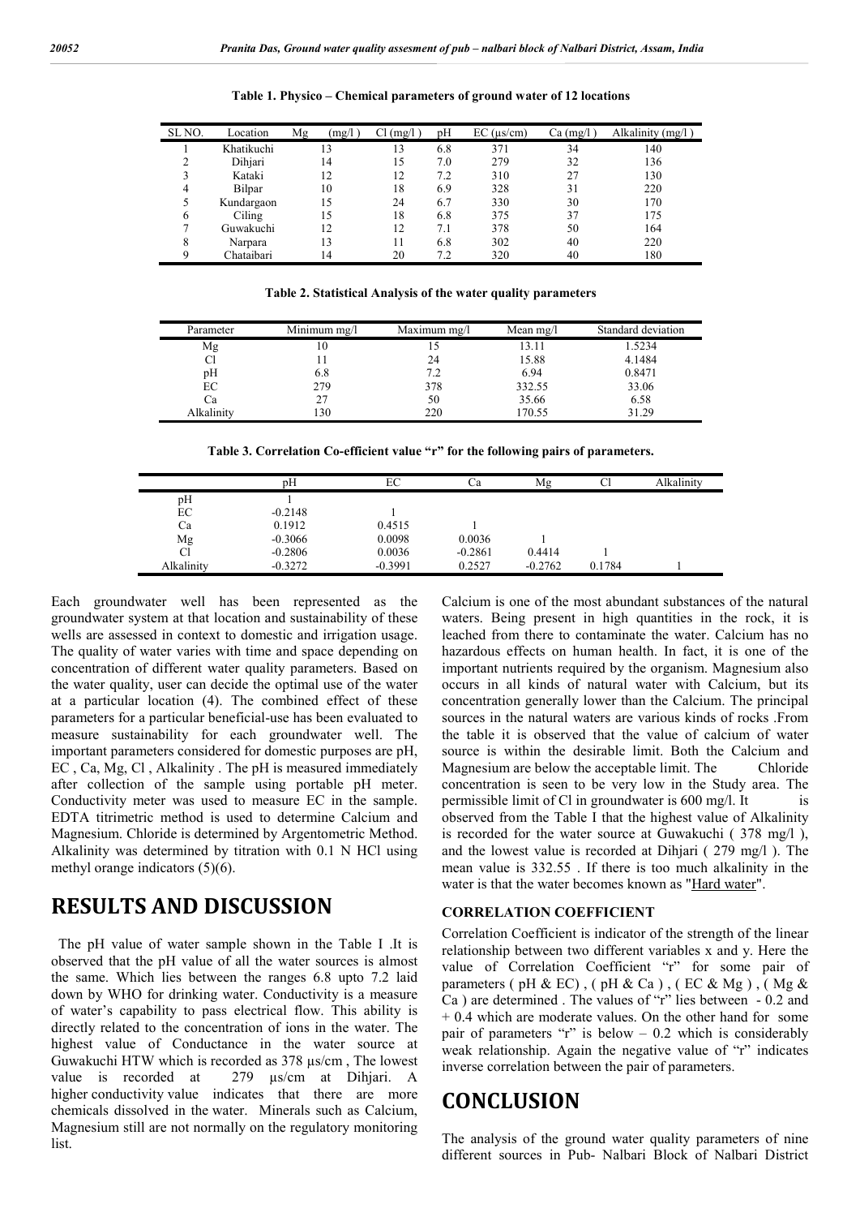**Table 1. Physico – Chemical parameters of ground water of 12 locations**

| SL NO. | Location | Mg (mg/l ) | Cl (mg/l ) | pH | EC (µs/cm) | Ca (mg/l ) | Alkalinity (mg/l ) |
|---|---|---|---|---|---|---|---|
| 1 | Khatikuchi | 13 | 13 | 6.8 | 371 | 34 | 140 |
| 2 | Dihjari | 14 | 15 | 7.0 | 279 | 32 | 136 |
| 3 | Kataki | 12 | 12 | 7.2 | 310 | 27 | 130 |
| 4 | Bilpar | 10 | 18 | 6.9 | 328 | 31 | 220 |
| 5 | Kundargaon | 15 | 24 | 6.7 | 330 | 30 | 170 |
| 6 | Ciling | 15 | 18 | 6.8 | 375 | 37 | 175 |
| 7 | Guwakuchi | 12 | 12 | 7.1 | 378 | 50 | 164 |
| 8 | Narpara | 13 | 11 | 6.8 | 302 | 40 | 220 |
| 9 | Chataibari | 14 | 20 | 7.2 | 320 | 40 | 180 |

**Table 2. Statistical Analysis of the water quality parameters**

| Parameter | Minimum mg/l | Maximum mg/l | Mean mg/l | Standard deviation |
|---|---|---|---|---|
| Mg | 10 | 15 | 13.11 | 1.5234 |
| Cl | 11 | 24 | 15.88 | 4.1484 |
| pH | 6.8 | 7.2 | 6.94 | 0.8471 |
| EC | 279 | 378 | 332.55 | 33.06 |
| Ca | 27 | 50 | 35.66 | 6.58 |
| Alkalinity | 130 | 220 | 170.55 | 31.29 |

**Table 3. Correlation Co-efficient value "r" for the following pairs of parameters.**

| | pH | EC | Ca | Mg | Cl | Alkalinity |
|---|---|---|---|---|---|---|
| pH | 1 | | | | | |
| EC | -0.2148 | 1 | | | | |
| Ca | 0.1912 | 0.4515 | 1 | | | |
| Mg | -0.3066 | 0.0098 | 0.0036 | 1 | | |
| Cl | -0.2806 | 0.0036 | -0.2861 | 0.4414 | 1 | |
| Alkalinity | -0.3272 | -0.3991 | 0.2527 | -0.2762 | 0.1784 | 1 |

Each groundwater well has been represented as the groundwater system at that location and sustainability of these wells are assessed in context to domestic and irrigation usage. The quality of water varies with time and space depending on concentration of different water quality parameters. Based on the water quality, user can decide the optimal use of the water at a particular location (4). The combined effect of these parameters for a particular beneficial-use has been evaluated to measure sustainability for each groundwater well. The important parameters considered for domestic purposes are pH, EC , Ca, Mg, Cl , Alkalinity . The pH is measured immediately after collection of the sample using portable pH meter. Conductivity meter was used to measure EC in the sample. EDTA titrimetric method is used to determine Calcium and Magnesium. Chloride is determined by Argentometric Method. Alkalinity was determined by titration with 0.1 N HCl using methyl orange indicators (5)(6).

# RESULTS AND DISCUSSION

The pH value of water sample shown in the Table I .It is observed that the pH value of all the water sources is almost the same. Which lies between the ranges 6.8 upto 7.2 laid down by WHO for drinking water. Conductivity is a measure of water's capability to pass electrical flow. This ability is directly related to the concentration of ions in the water. The highest value of Conductance in the water source at Guwakuchi HTW which is recorded as 378 µs/cm , The lowest value is recorded at 279 µs/cm at Dihjari. A higher conductivity value indicates that there are more chemicals dissolved in the water. Minerals such as Calcium, Magnesium still are not normally on the regulatory monitoring list.

Calcium is one of the most abundant substances of the natural waters. Being present in high quantities in the rock, it is leached from there to contaminate the water. Calcium has no hazardous effects on human health. In fact, it is one of the important nutrients required by the organism. Magnesium also occurs in all kinds of natural water with Calcium, but its concentration generally lower than the Calcium. The principal sources in the natural waters are various kinds of rocks .From the table it is observed that the value of calcium of water source is within the desirable limit. Both the Calcium and Magnesium are below the acceptable limit. The Chloride concentration is seen to be very low in the Study area. The permissible limit of Cl in groundwater is 600 mg/l. It is observed from the Table I that the highest value of Alkalinity is recorded for the water source at Guwakuchi ( 378 mg/l ), and the lowest value is recorded at Dihjari ( 279 mg/l ). The mean value is 332.55 . If there is too much alkalinity in the water is that the water becomes known as "Hard water".

### CORRELATION COEFFICIENT

Correlation Coefficient is indicator of the strength of the linear relationship between two different variables x and y. Here the value of Correlation Coefficient "r" for some pair of parameters ( pH & EC) , ( pH & Ca ) , ( EC & Mg ) , ( Mg & Ca ) are determined . The values of "r" lies between - 0.2 and + 0.4 which are moderate values. On the other hand for some pair of parameters "r" is below – 0.2 which is considerably weak relationship. Again the negative value of "r" indicates inverse correlation between the pair of parameters.

# CONCLUSION

The analysis of the ground water quality parameters of nine different sources in Pub- Nalbari Block of Nalbari District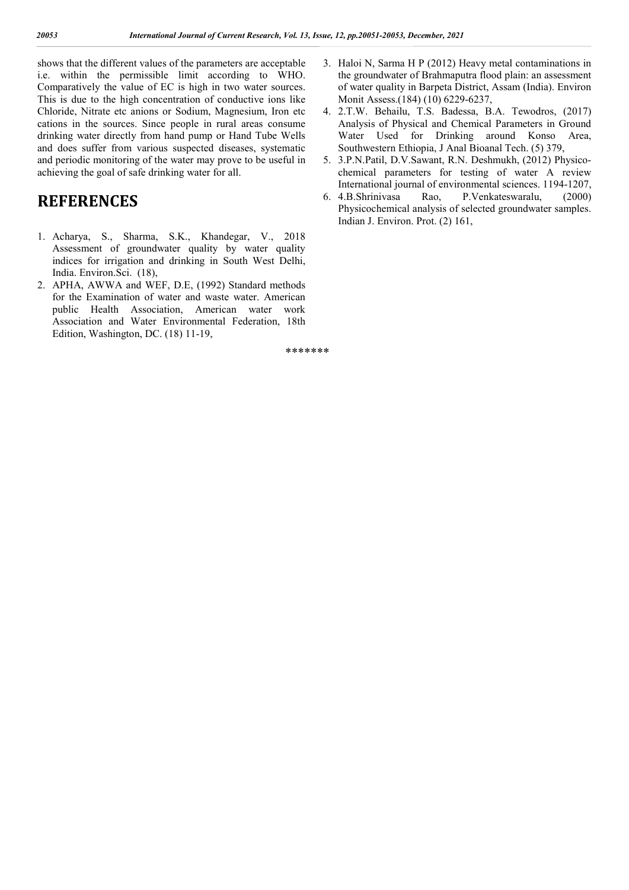shows that the different values of the parameters are acceptable i.e. within the permissible limit according to WHO. Comparatively the value of EC is high in two water sources. This is due to the high concentration of conductive ions like Chloride, Nitrate etc anions or Sodium, Magnesium, Iron etc cations in the sources. Since people in rural areas consume drinking water directly from hand pump or Hand Tube Wells and does suffer from various suspected diseases, systematic and periodic monitoring of the water may prove to be useful in achieving the goal of safe drinking water for all.

# REFERENCES

1. Acharya, S., Sharma, S.K., Khandegar, V., 2018 Assessment of groundwater quality by water quality indices for irrigation and drinking in South West Delhi, India. Environ.Sci. (18),
2. APHA, AWWA and WEF, D.E, (1992) Standard methods for the Examination of water and waste water. American public Health Association, American water work Association and Water Environmental Federation, 18th Edition, Washington, DC. (18) 11-19,
3. Haloi N, Sarma H P (2012) Heavy metal contaminations in the groundwater of Brahmaputra flood plain: an assessment of water quality in Barpeta District, Assam (India). Environ Monit Assess.(184) (10) 6229-6237,
4. 2.T.W. Behailu, T.S. Badessa, B.A. Tewodros, (2017) Analysis of Physical and Chemical Parameters in Ground Water Used for Drinking around Konso Area, Southwestern Ethiopia, J Anal Bioanal Tech. (5) 379,
5. 3.P.N.Patil, D.V.Sawant, R.N. Deshmukh, (2012) Physico-chemical parameters for testing of water A review International journal of environmental sciences. 1194-1207,
6. 4.B.Shrinivasa Rao, P.Venkateswaralu, (2000) Physicochemical analysis of selected groundwater samples. Indian J. Environ. Prot. (2) 161,

*******